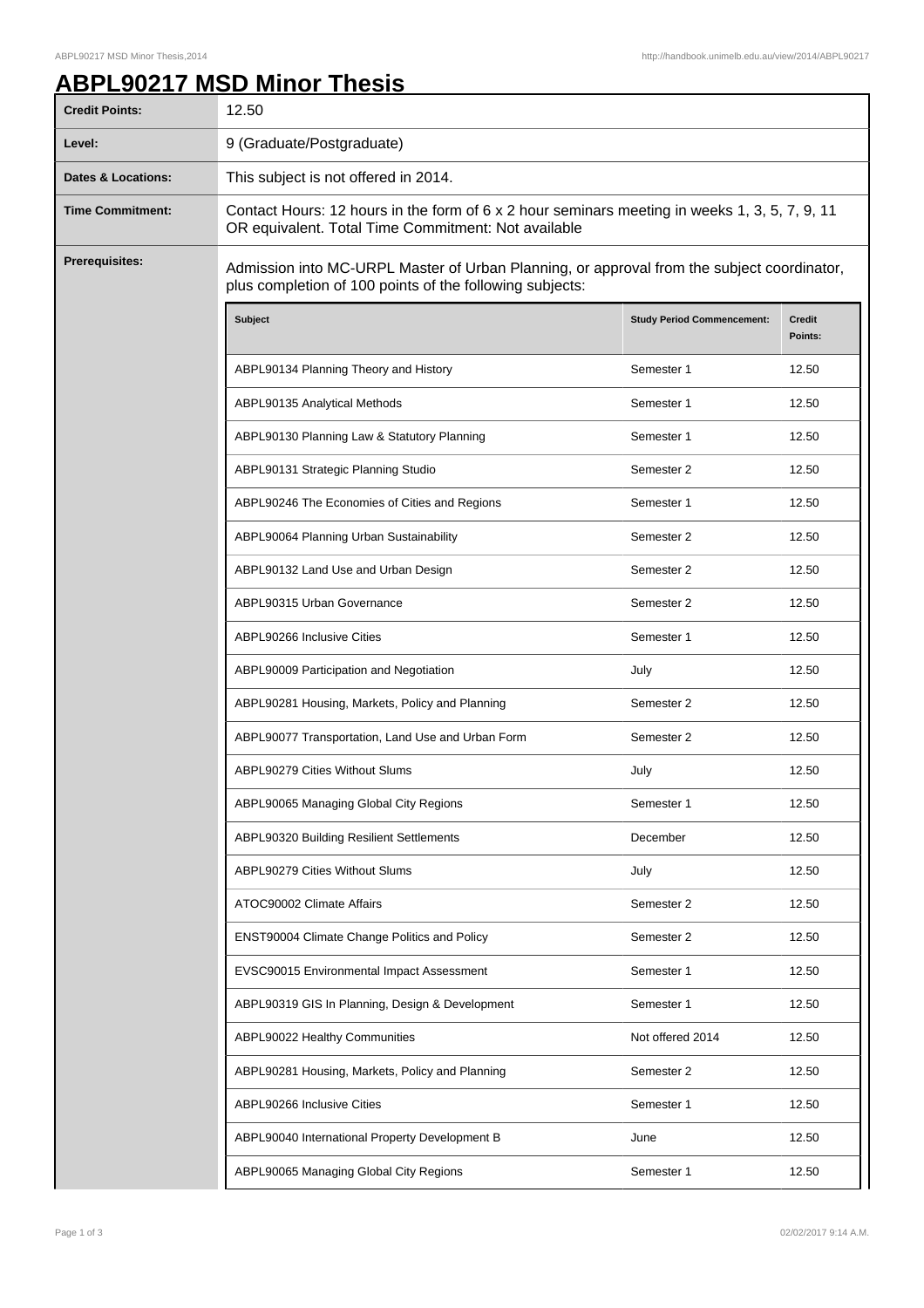# ABPL90217 MSD Minor Thesis

| | |
|---|---|
| **Credit Points:** | 12.50 |
| **Level:** | 9 (Graduate/Postgraduate) |
| **Dates & Locations:** | This subject is not offered in 2014. |
| **Time Commitment:** | Contact Hours: 12 hours in the form of 6 x 2 hour seminars meeting in weeks 1, 3, 5, 7, 9, 11 OR equivalent. Total Time Commitment: Not available |
| **Prerequisites:** | Admission into MC-URPL Master of Urban Planning, or approval from the subject coordinator, plus completion of 100 points of the following subjects: |

| Subject | Study Period Commencement: | Credit Points: |
|---|---|---|
| ABPL90134 Planning Theory and History | Semester 1 | 12.50 |
| ABPL90135 Analytical Methods | Semester 1 | 12.50 |
| ABPL90130 Planning Law & Statutory Planning | Semester 1 | 12.50 |
| ABPL90131 Strategic Planning Studio | Semester 2 | 12.50 |
| ABPL90246 The Economies of Cities and Regions | Semester 1 | 12.50 |
| ABPL90064 Planning Urban Sustainability | Semester 2 | 12.50 |
| ABPL90132 Land Use and Urban Design | Semester 2 | 12.50 |
| ABPL90315 Urban Governance | Semester 2 | 12.50 |
| ABPL90266 Inclusive Cities | Semester 1 | 12.50 |
| ABPL90009 Participation and Negotiation | July | 12.50 |
| ABPL90281 Housing, Markets, Policy and Planning | Semester 2 | 12.50 |
| ABPL90077 Transportation, Land Use and Urban Form | Semester 2 | 12.50 |
| ABPL90279 Cities Without Slums | July | 12.50 |
| ABPL90065 Managing Global City Regions | Semester 1 | 12.50 |
| ABPL90320 Building Resilient Settlements | December | 12.50 |
| ABPL90279 Cities Without Slums | July | 12.50 |
| ATOC90002 Climate Affairs | Semester 2 | 12.50 |
| ENST90004 Climate Change Politics and Policy | Semester 2 | 12.50 |
| EVSC90015 Environmental Impact Assessment | Semester 1 | 12.50 |
| ABPL90319 GIS In Planning, Design & Development | Semester 1 | 12.50 |
| ABPL90022 Healthy Communities | Not offered 2014 | 12.50 |
| ABPL90281 Housing, Markets, Policy and Planning | Semester 2 | 12.50 |
| ABPL90266 Inclusive Cities | Semester 1 | 12.50 |
| ABPL90040 International Property Development B | June | 12.50 |
| ABPL90065 Managing Global City Regions | Semester 1 | 12.50 |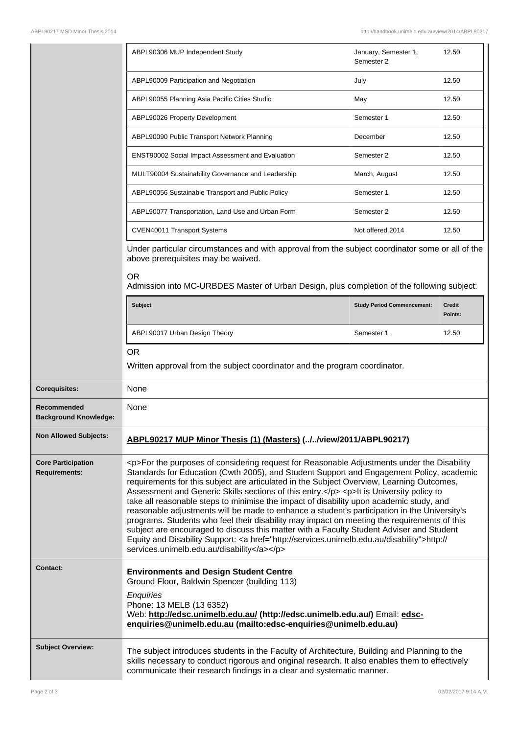| | | |
|---|---|---|
| ABPL90306 MUP Independent Study | January, Semester 1, Semester 2 | 12.50 |
| ABPL90009 Participation and Negotiation | July | 12.50 |
| ABPL90055 Planning Asia Pacific Cities Studio | May | 12.50 |
| ABPL90026 Property Development | Semester 1 | 12.50 |
| ABPL90090 Public Transport Network Planning | December | 12.50 |
| ENST90002 Social Impact Assessment and Evaluation | Semester 2 | 12.50 |
| MULT90004 Sustainability Governance and Leadership | March, August | 12.50 |
| ABPL90056 Sustainable Transport and Public Policy | Semester 1 | 12.50 |
| ABPL90077 Transportation, Land Use and Urban Form | Semester 2 | 12.50 |
| CVEN40011 Transport Systems | Not offered 2014 | 12.50 |

Under particular circumstances and with approval from the subject coordinator some or all of the above prerequisites may be waived.

OR

Admission into MC-URBDES Master of Urban Design, plus completion of the following subject:

| Subject | Study Period Commencement: | Credit Points: |
|---|---|---|
| ABPL90017 Urban Design Theory | Semester 1 | 12.50 |

OR

Written approval from the subject coordinator and the program coordinator.

**Corequisites:** None

**Recommended Background Knowledge:** None

**Non Allowed Subjects:** **ABPL90217 MUP Minor Thesis (1) (Masters) (../../view/2011/ABPL90217)**

**Core Participation Requirements:** <p>For the purposes of considering request for Reasonable Adjustments under the Disability Standards for Education (Cwth 2005), and Student Support and Engagement Policy, academic requirements for this subject are articulated in the Subject Overview, Learning Outcomes, Assessment and Generic Skills sections of this entry.</p> <p>It is University policy to take all reasonable steps to minimise the impact of disability upon academic study, and reasonable adjustments will be made to enhance a student's participation in the University's programs. Students who feel their disability may impact on meeting the requirements of this subject are encouraged to discuss this matter with a Faculty Student Adviser and Student Equity and Disability Support: <a href="http://services.unimelb.edu.au/disability">http://services.unimelb.edu.au/disability</a></p>

**Contact:**

**Environments and Design Student Centre**
Ground Floor, Baldwin Spencer (building 113)

*Enquiries*
Phone: 13 MELB (13 6352)
Web: **http://edsc.unimelb.edu.au/ (http://edsc.unimelb.edu.au/)** Email: **edsc-enquiries@unimelb.edu.au (mailto:edsc-enquiries@unimelb.edu.au)**

**Subject Overview:**

The subject introduces students in the Faculty of Architecture, Building and Planning to the skills necessary to conduct rigorous and original research. It also enables them to effectively communicate their research findings in a clear and systematic manner.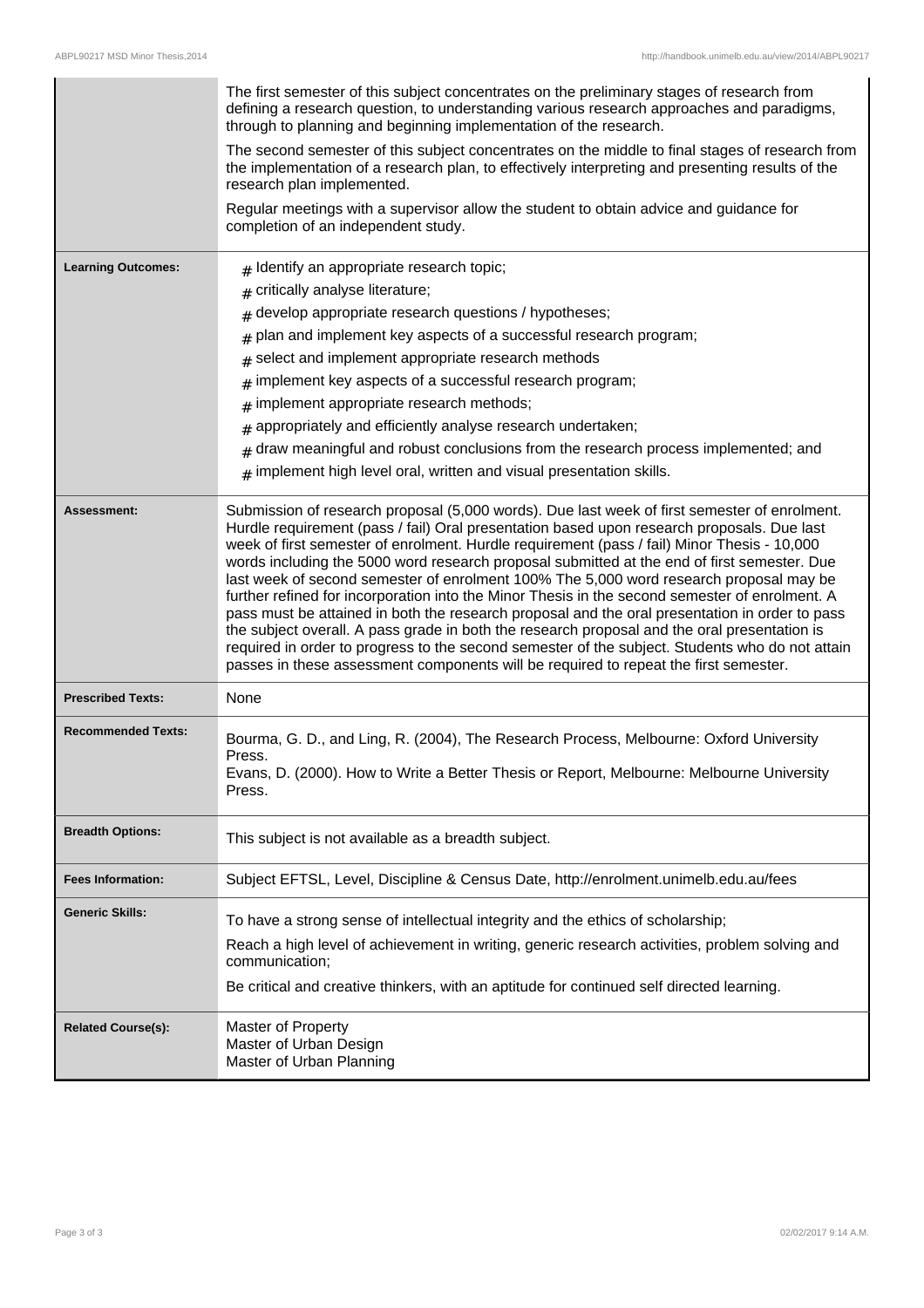| | |
|---|---|
| | The first semester of this subject concentrates on the preliminary stages of research from defining a research question, to understanding various research approaches and paradigms, through to planning and beginning implementation of the research.<br><br>The second semester of this subject concentrates on the middle to final stages of research from the implementation of a research plan, to effectively interpreting and presenting results of the research plan implemented.<br><br>Regular meetings with a supervisor allow the student to obtain advice and guidance for completion of an independent study. |
| **Learning Outcomes:** | # Identify an appropriate research topic;<br># critically analyse literature;<br># develop appropriate research questions / hypotheses;<br># plan and implement key aspects of a successful research program;<br># select and implement appropriate research methods<br># implement key aspects of a successful research program;<br># implement appropriate research methods;<br># appropriately and efficiently analyse research undertaken;<br># draw meaningful and robust conclusions from the research process implemented; and<br># implement high level oral, written and visual presentation skills. |
| **Assessment:** | Submission of research proposal (5,000 words). Due last week of first semester of enrolment. Hurdle requirement (pass / fail) Oral presentation based upon research proposals. Due last week of first semester of enrolment. Hurdle requirement (pass / fail) Minor Thesis - 10,000 words including the 5000 word research proposal submitted at the end of first semester. Due last week of second semester of enrolment 100% The 5,000 word research proposal may be further refined for incorporation into the Minor Thesis in the second semester of enrolment. A pass must be attained in both the research proposal and the oral presentation in order to pass the subject overall. A pass grade in both the research proposal and the oral presentation is required in order to progress to the second semester of the subject. Students who do not attain passes in these assessment components will be required to repeat the first semester. |
| **Prescribed Texts:** | None |
| **Recommended Texts:** | Bourma, G. D., and Ling, R. (2004), The Research Process, Melbourne: Oxford University Press.<br>Evans, D. (2000). How to Write a Better Thesis or Report, Melbourne: Melbourne University Press. |
| **Breadth Options:** | This subject is not available as a breadth subject. |
| **Fees Information:** | Subject EFTSL, Level, Discipline & Census Date, http://enrolment.unimelb.edu.au/fees |
| **Generic Skills:** | To have a strong sense of intellectual integrity and the ethics of scholarship;<br><br>Reach a high level of achievement in writing, generic research activities, problem solving and communication;<br><br>Be critical and creative thinkers, with an aptitude for continued self directed learning. |
| **Related Course(s):** | Master of Property<br>Master of Urban Design<br>Master of Urban Planning |